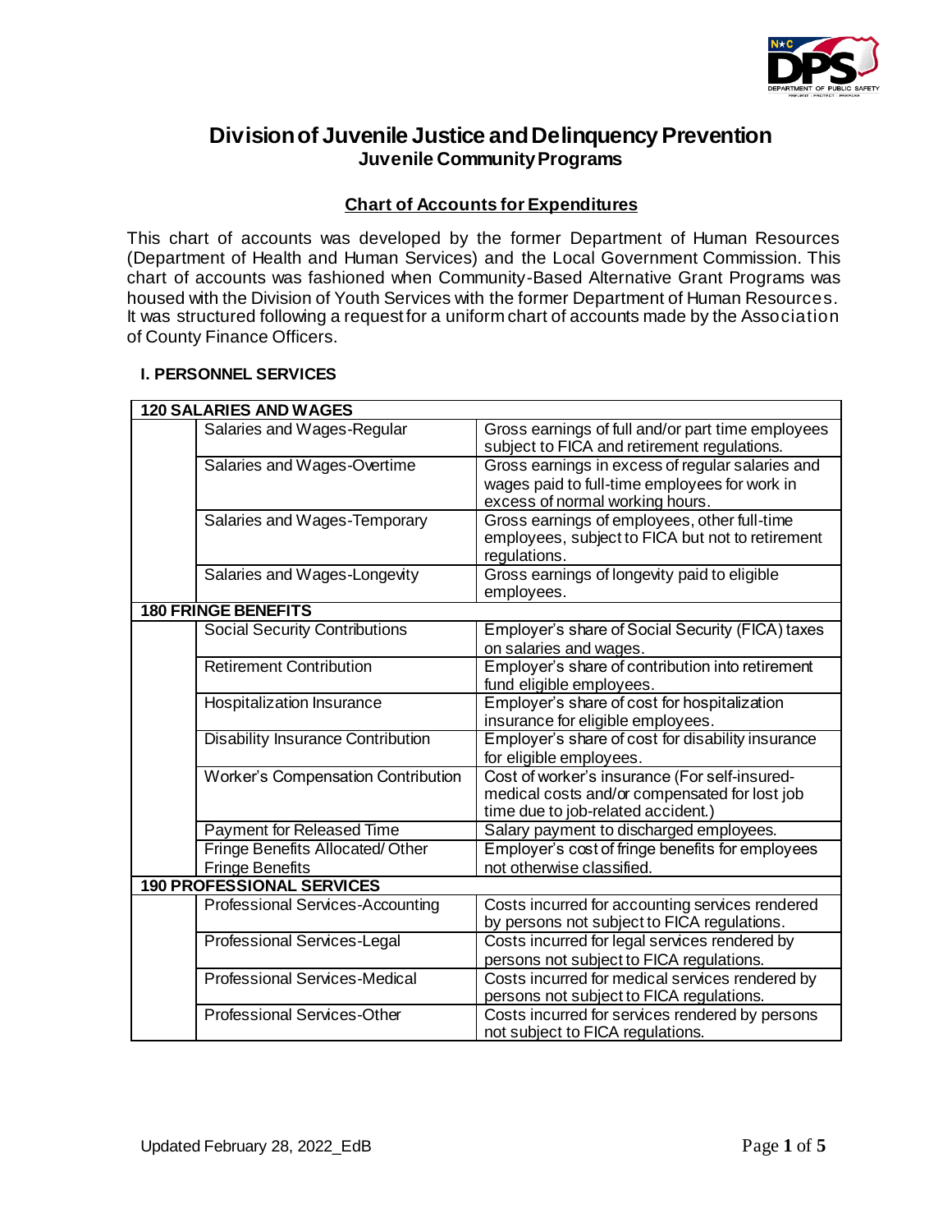# Division of Juvenile Justice and Delinquency Prevention

## Juvenile Community Programs

### Chart of Accounts for Expenditures

This chart of accounts was developed by the former Department of Human Resources (Department of Health and Human Services) and the Local Government Commission. This chart of accounts was fashioned when Community-Based Alternative Grant Programs was housed with the Division of Youth Services with the former Department of Human Resources. It was structured following a request for a uniform chart of accounts made by the Association of County Finance Officers.

**I. PERSONNEL SERVICES**

| | | |
|---|---|---|
| **120 SALARIES AND WAGES** | | |
| | Salaries and Wages-Regular | Gross earnings of full and/or part time employees subject to FICA and retirement regulations. |
| | Salaries and Wages-Overtime | Gross earnings in excess of regular salaries and wages paid to full-time employees for work in excess of normal working hours. |
| | Salaries and Wages-Temporary | Gross earnings of employees, other full-time employees, subject to FICA but not to retirement regulations. |
| | Salaries and Wages-Longevity | Gross earnings of longevity paid to eligible employees. |
| **180 FRINGE BENEFITS** | | |
| | Social Security Contributions | Employer's share of Social Security (FICA) taxes on salaries and wages. |
| | Retirement Contribution | Employer's share of contribution into retirement fund eligible employees. |
| | Hospitalization Insurance | Employer's share of cost for hospitalization insurance for eligible employees. |
| | Disability Insurance Contribution | Employer's share of cost for disability insurance for eligible employees. |
| | Worker's Compensation Contribution | Cost of worker's insurance (For self-insured-medical costs and/or compensated for lost job time due to job-related accident.) |
| | Payment for Released Time | Salary payment to discharged employees. |
| | Fringe Benefits Allocated/ Other Fringe Benefits | Employer's cost of fringe benefits for employees not otherwise classified. |
| **190 PROFESSIONAL SERVICES** | | |
| | Professional Services-Accounting | Costs incurred for accounting services rendered by persons not subject to FICA regulations. |
| | Professional Services-Legal | Costs incurred for legal services rendered by persons not subject to FICA regulations. |
| | Professional Services-Medical | Costs incurred for medical services rendered by persons not subject to FICA regulations. |
| | Professional Services-Other | Costs incurred for services rendered by persons not subject to FICA regulations. |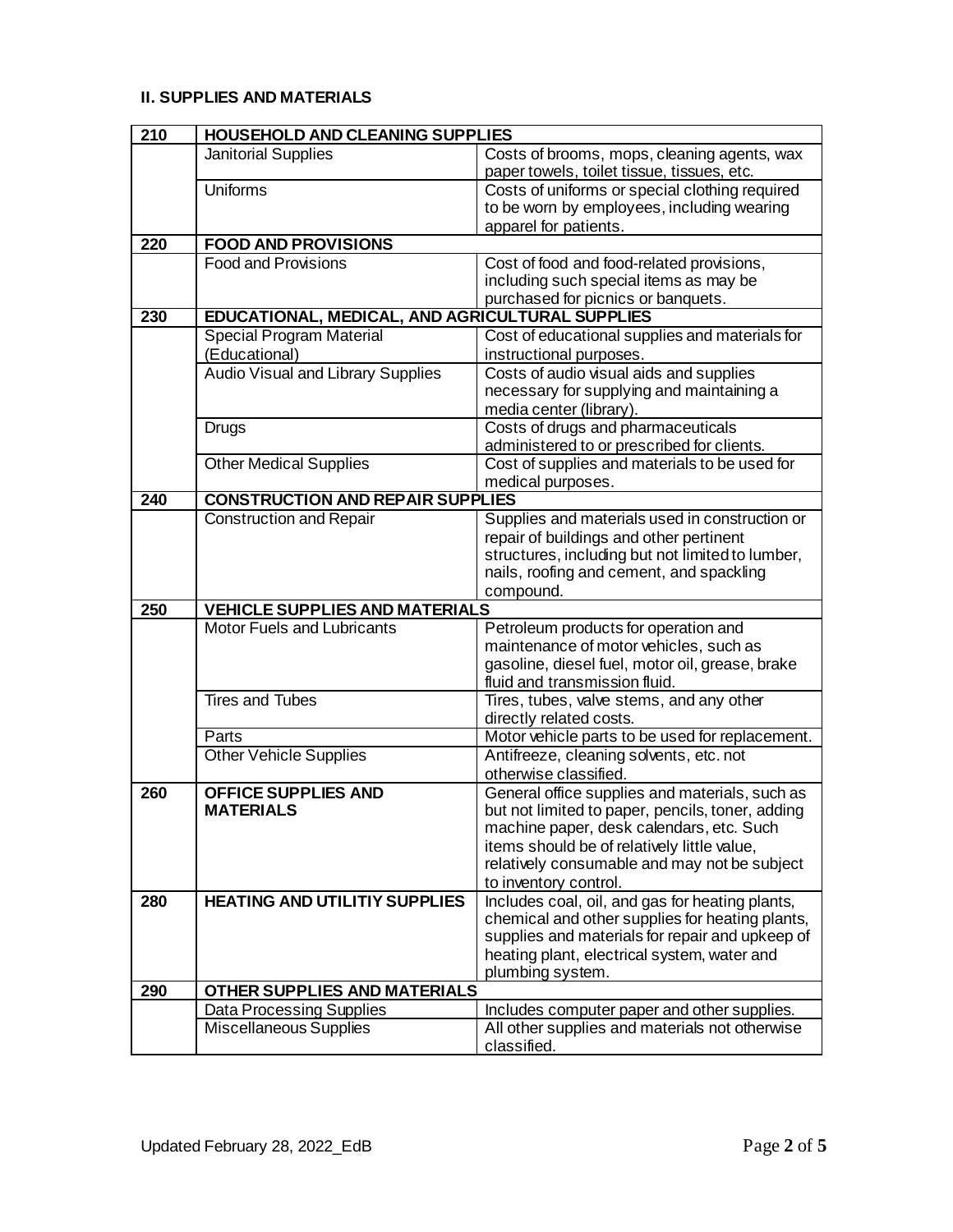## II. SUPPLIES AND MATERIALS

| Code | Item | Description |
|---|---|---|
| **210** | **HOUSEHOLD AND CLEANING SUPPLIES** | |
| | Janitorial Supplies | Costs of brooms, mops, cleaning agents, wax paper towels, toilet tissue, tissues, etc. |
| | Uniforms | Costs of uniforms or special clothing required to be worn by employees, including wearing apparel for patients. |
| **220** | **FOOD AND PROVISIONS** | |
| | Food and Provisions | Cost of food and food-related provisions, including such special items as may be purchased for picnics or banquets. |
| **230** | **EDUCATIONAL, MEDICAL, AND AGRICULTURAL SUPPLIES** | |
| | Special Program Material (Educational) | Cost of educational supplies and materials for instructional purposes. |
| | Audio Visual and Library Supplies | Costs of audio visual aids and supplies necessary for supplying and maintaining a media center (library). |
| | Drugs | Costs of drugs and pharmaceuticals administered to or prescribed for clients. |
| | Other Medical Supplies | Cost of supplies and materials to be used for medical purposes. |
| **240** | **CONSTRUCTION AND REPAIR SUPPLIES** | |
| | Construction and Repair | Supplies and materials used in construction or repair of buildings and other pertinent structures, including but not limited to lumber, nails, roofing and cement, and spackling compound. |
| **250** | **VEHICLE SUPPLIES AND MATERIALS** | |
| | Motor Fuels and Lubricants | Petroleum products for operation and maintenance of motor vehicles, such as gasoline, diesel fuel, motor oil, grease, brake fluid and transmission fluid. |
| | Tires and Tubes | Tires, tubes, valve stems, and any other directly related costs. |
| | Parts | Motor vehicle parts to be used for replacement. |
| | Other Vehicle Supplies | Antifreeze, cleaning solvents, etc. not otherwise classified. |
| **260** | **OFFICE SUPPLIES AND MATERIALS** | General office supplies and materials, such as but not limited to paper, pencils, toner, adding machine paper, desk calendars, etc. Such items should be of relatively little value, relatively consumable and may not be subject to inventory control. |
| **280** | **HEATING AND UTILITIY SUPPLIES** | Includes coal, oil, and gas for heating plants, chemical and other supplies for heating plants, supplies and materials for repair and upkeep of heating plant, electrical system, water and plumbing system. |
| **290** | **OTHER SUPPLIES AND MATERIALS** | |
| | Data Processing Supplies | Includes computer paper and other supplies. |
| | Miscellaneous Supplies | All other supplies and materials not otherwise classified. |

Updated February 28, 2022_EdB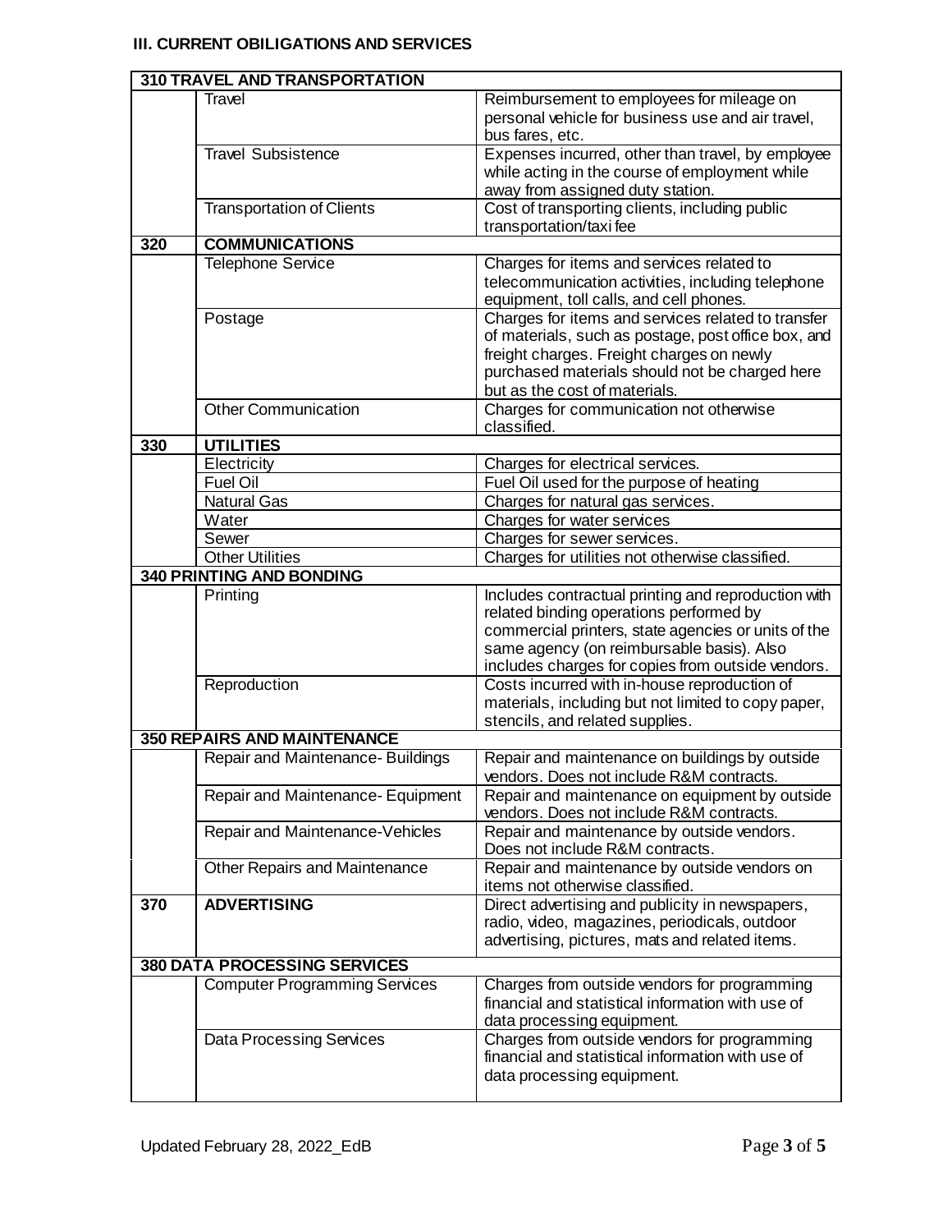### III. CURRENT OBILIGATIONS AND SERVICES

| | | |
|---|---|---|
| **310 TRAVEL AND TRANSPORTATION** | | |
| | Travel | Reimbursement to employees for mileage on personal vehicle for business use and air travel, bus fares, etc. |
| | Travel Subsistence | Expenses incurred, other than travel, by employee while acting in the course of employment while away from assigned duty station. |
| | Transportation of Clients | Cost of transporting clients, including public transportation/taxi fee |
| **320** | **COMMUNICATIONS** | |
| | Telephone Service | Charges for items and services related to telecommunication activities, including telephone equipment, toll calls, and cell phones. |
| | Postage | Charges for items and services related to transfer of materials, such as postage, post office box, and freight charges. Freight charges on newly purchased materials should not be charged here but as the cost of materials. |
| | Other Communication | Charges for communication not otherwise classified. |
| **330** | **UTILITIES** | |
| | Electricity | Charges for electrical services. |
| | Fuel Oil | Fuel Oil used for the purpose of heating |
| | Natural Gas | Charges for natural gas services. |
| | Water | Charges for water services |
| | Sewer | Charges for sewer services. |
| | Other Utilities | Charges for utilities not otherwise classified. |
| **340 PRINTING AND BONDING** | | |
| | Printing | Includes contractual printing and reproduction with related binding operations performed by commercial printers, state agencies or units of the same agency (on reimbursable basis). Also includes charges for copies from outside vendors. |
| | Reproduction | Costs incurred with in-house reproduction of materials, including but not limited to copy paper, stencils, and related supplies. |
| **350 REPAIRS AND MAINTENANCE** | | |
| | Repair and Maintenance- Buildings | Repair and maintenance on buildings by outside vendors. Does not include R&M contracts. |
| | Repair and Maintenance- Equipment | Repair and maintenance on equipment by outside vendors. Does not include R&M contracts. |
| | Repair and Maintenance-Vehicles | Repair and maintenance by outside vendors. Does not include R&M contracts. |
| | Other Repairs and Maintenance | Repair and maintenance by outside vendors on items not otherwise classified. |
| **370** | **ADVERTISING** | Direct advertising and publicity in newspapers, radio, video, magazines, periodicals, outdoor advertising, pictures, mats and related items. |
| **380 DATA PROCESSING SERVICES** | | |
| | Computer Programming Services | Charges from outside vendors for programming financial and statistical information with use of data processing equipment. |
| | Data Processing Services | Charges from outside vendors for programming financial and statistical information with use of data processing equipment. |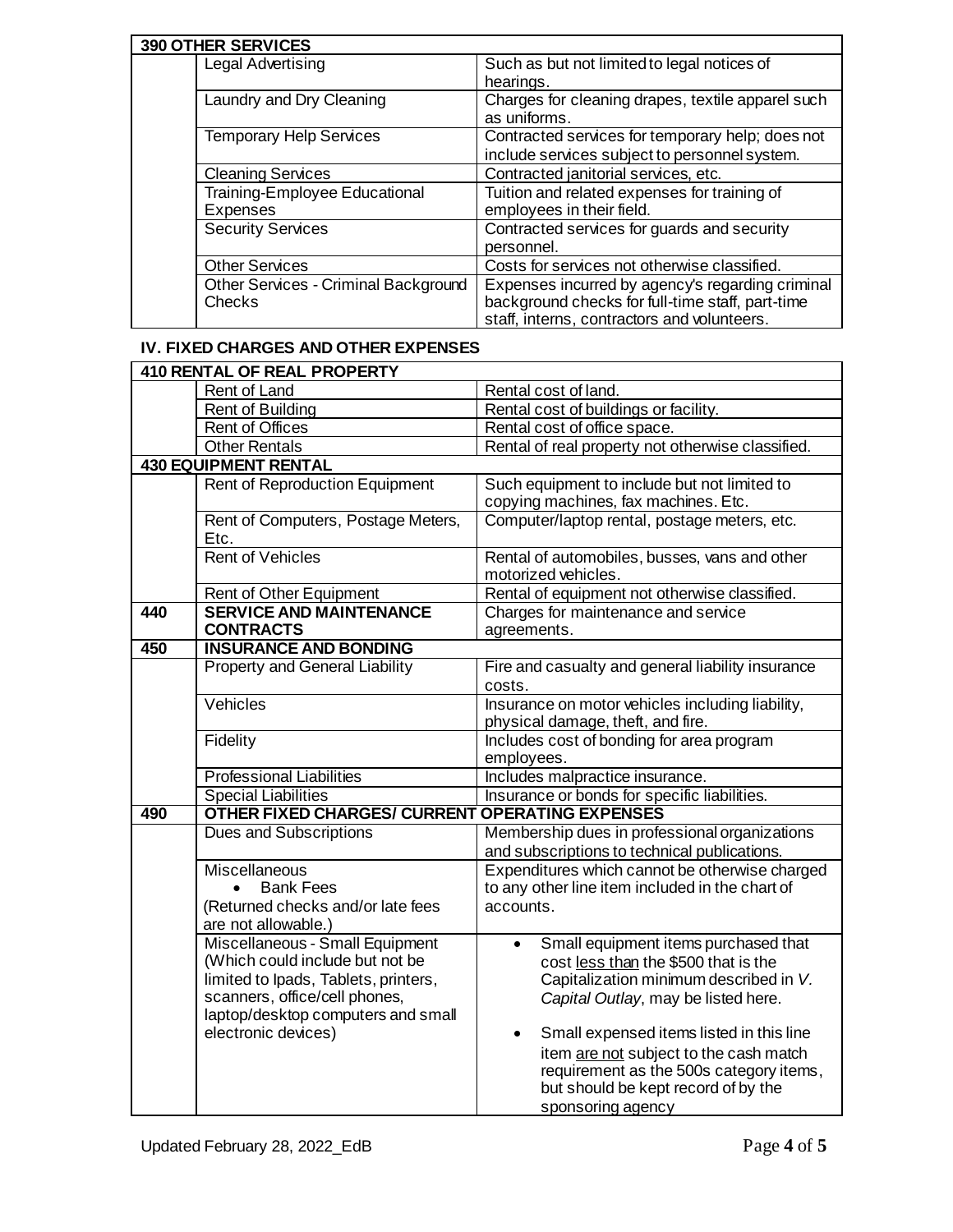| 390 OTHER SERVICES | | |
|---|---|---|
| | Legal Advertising | Such as but not limited to legal notices of hearings. |
| | Laundry and Dry Cleaning | Charges for cleaning drapes, textile apparel such as uniforms. |
| | Temporary Help Services | Contracted services for temporary help; does not include services subject to personnel system. |
| | Cleaning Services | Contracted janitorial services, etc. |
| | Training-Employee Educational Expenses | Tuition and related expenses for training of employees in their field. |
| | Security Services | Contracted services for guards and security personnel. |
| | Other Services | Costs for services not otherwise classified. |
| | Other Services - Criminal Background Checks | Expenses incurred by agency's regarding criminal background checks for full-time staff, part-time staff, interns, contractors and volunteers. |

### IV. FIXED CHARGES AND OTHER EXPENSES

| 410 RENTAL OF REAL PROPERTY | | |
|---|---|---|
| | Rent of Land | Rental cost of land. |
| | Rent of Building | Rental cost of buildings or facility. |
| | Rent of Offices | Rental cost of office space. |
| | Other Rentals | Rental of real property not otherwise classified. |
| **430 EQUIPMENT RENTAL** | | |
| | Rent of Reproduction Equipment | Such equipment to include but not limited to copying machines, fax machines. Etc. |
| | Rent of Computers, Postage Meters, Etc. | Computer/laptop rental, postage meters, etc. |
| | Rent of Vehicles | Rental of automobiles, busses, vans and other motorized vehicles. |
| | Rent of Other Equipment | Rental of equipment not otherwise classified. |
| **440** | **SERVICE AND MAINTENANCE CONTRACTS** | Charges for maintenance and service agreements. |
| **450** | **INSURANCE AND BONDING** | |
| | Property and General Liability | Fire and casualty and general liability insurance costs. |
| | Vehicles | Insurance on motor vehicles including liability, physical damage, theft, and fire. |
| | Fidelity | Includes cost of bonding for area program employees. |
| | Professional Liabilities | Includes malpractice insurance. |
| | Special Liabilities | Insurance or bonds for specific liabilities. |
| **490** | **OTHER FIXED CHARGES/ CURRENT OPERATING EXPENSES** | |
| | Dues and Subscriptions | Membership dues in professional organizations and subscriptions to technical publications. |
| | Miscellaneous<br>• Bank Fees<br>(Returned checks and/or late fees are not allowable.) | Expenditures which cannot be otherwise charged to any other line item included in the chart of accounts. |
| | Miscellaneous - Small Equipment (Which could include but not be limited to Ipads, Tablets, printers, scanners, office/cell phones, laptop/desktop computers and small electronic devices) | • Small equipment items purchased that cost less than the $500 that is the Capitalization minimum described in *V. Capital Outlay*, may be listed here.<br>• Small expensed items listed in this line item are not subject to the cash match requirement as the 500s category items, but should be kept record of by the sponsoring agency |

Updated February 28, 2022_EdB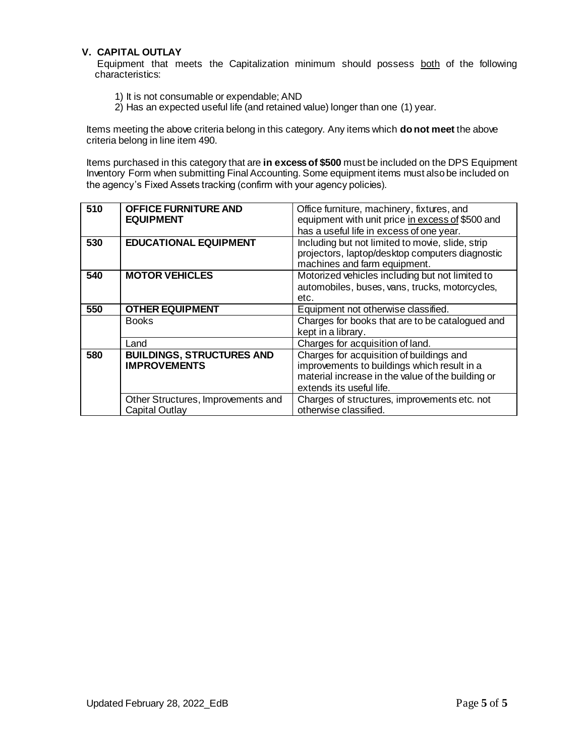## V. CAPITAL OUTLAY

Equipment that meets the Capitalization minimum should possess both of the following characteristics:

1) It is not consumable or expendable; AND
2) Has an expected useful life (and retained value) longer than one (1) year.

Items meeting the above criteria belong in this category. Any items which **do not meet** the above criteria belong in line item 490.

Items purchased in this category that are **in excess of $500** must be included on the DPS Equipment Inventory Form when submitting Final Accounting. Some equipment items must also be included on the agency's Fixed Assets tracking (confirm with your agency policies).

| | | |
|---|---|---|
| 510 | **OFFICE FURNITURE AND EQUIPMENT** | Office furniture, machinery, fixtures, and equipment with unit price in excess of $500 and has a useful life in excess of one year. |
| 530 | **EDUCATIONAL EQUIPMENT** | Including but not limited to movie, slide, strip projectors, laptop/desktop computers diagnostic machines and farm equipment. |
| 540 | **MOTOR VEHICLES** | Motorized vehicles including but not limited to automobiles, buses, vans, trucks, motorcycles, etc. |
| 550 | **OTHER EQUIPMENT** | Equipment not otherwise classified. |
| | Books | Charges for books that are to be catalogued and kept in a library. |
| | Land | Charges for acquisition of land. |
| 580 | **BUILDINGS, STRUCTURES AND IMPROVEMENTS** | Charges for acquisition of buildings and improvements to buildings which result in a material increase in the value of the building or extends its useful life. |
| | Other Structures, Improvements and Capital Outlay | Charges of structures, improvements etc. not otherwise classified. |

Updated February 28, 2022_EdB